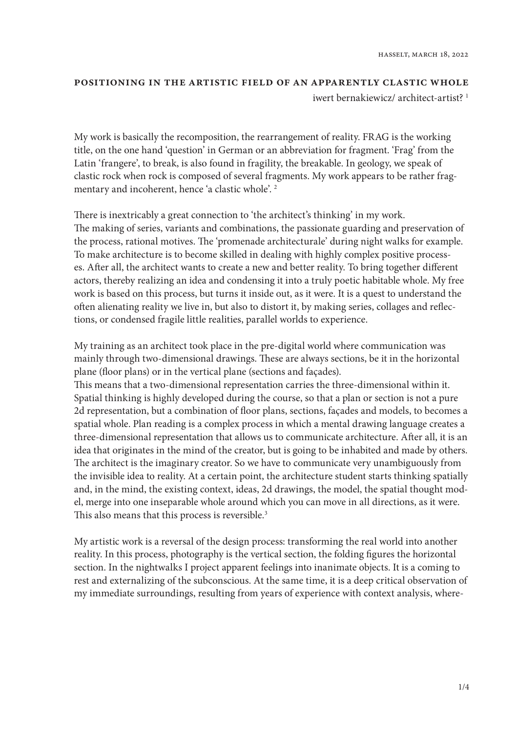hasselt, march 18, 2022

# positioning in the artistic field of an apparently clastic whole

iwert bernakiewicz/ architect-artist? [1]

My work is basically the recomposition, the rearrangement of reality. FRAG is the working title, on the one hand 'question' in German or an abbreviation for fragment. 'Frag' from the Latin 'frangere', to break, is also found in fragility, the breakable. In geology, we speak of clastic rock when rock is composed of several fragments. My work appears to be rather fragmentary and incoherent, hence 'a clastic whole'. [2]

There is inextricably a great connection to 'the architect's thinking' in my work. The making of series, variants and combinations, the passionate guarding and preservation of the process, rational motives. The 'promenade architecturale' during night walks for example. To make architecture is to become skilled in dealing with highly complex positive processes. After all, the architect wants to create a new and better reality. To bring together different actors, thereby realizing an idea and condensing it into a truly poetic habitable whole. My free work is based on this process, but turns it inside out, as it were. It is a quest to understand the often alienating reality we live in, but also to distort it, by making series, collages and reflections, or condensed fragile little realities, parallel worlds to experience.

My training as an architect took place in the pre-digital world where communication was mainly through two-dimensional drawings. These are always sections, be it in the horizontal plane (floor plans) or in the vertical plane (sections and façades).
This means that a two-dimensional representation carries the three-dimensional within it. Spatial thinking is highly developed during the course, so that a plan or section is not a pure 2d representation, but a combination of floor plans, sections, façades and models, to becomes a spatial whole. Plan reading is a complex process in which a mental drawing language creates a three-dimensional representation that allows us to communicate architecture. After all, it is an idea that originates in the mind of the creator, but is going to be inhabited and made by others. The architect is the imaginary creator. So we have to communicate very unambiguously from the invisible idea to reality. At a certain point, the architecture student starts thinking spatially and, in the mind, the existing context, ideas, 2d drawings, the model, the spatial thought model, merge into one inseparable whole around which you can move in all directions, as it were. This also means that this process is reversible.[3]

My artistic work is a reversal of the design process: transforming the real world into another reality. In this process, photography is the vertical section, the folding figures the horizontal section. In the nightwalks I project apparent feelings into inanimate objects. It is a coming to rest and externalizing of the subconscious. At the same time, it is a deep critical observation of my immediate surroundings, resulting from years of experience with context analysis, where-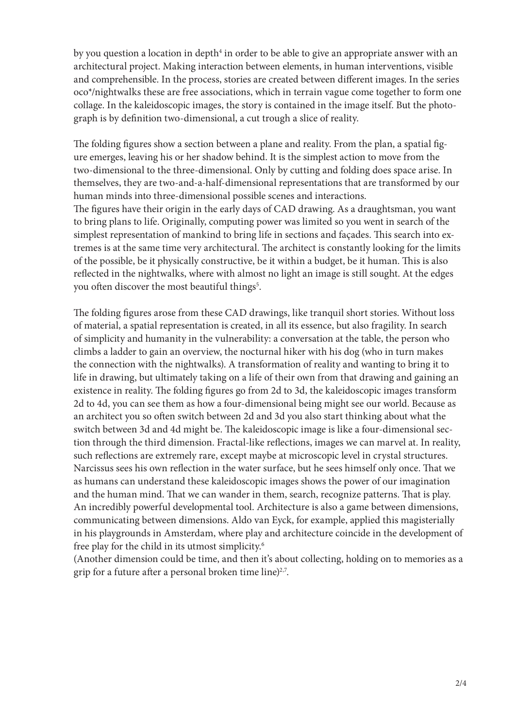by you question a location in depth[4] in order to be able to give an appropriate answer with an architectural project. Making interaction between elements, in human interventions, visible and comprehensible. In the process, stories are created between different images. In the series oco*/nightwalks these are free associations, which in terrain vague come together to form one collage. In the kaleidoscopic images, the story is contained in the image itself. But the photograph is by definition two-dimensional, a cut trough a slice of reality.

The folding figures show a section between a plane and reality. From the plan, a spatial figure emerges, leaving his or her shadow behind. It is the simplest action to move from the two-dimensional to the three-dimensional. Only by cutting and folding does space arise. In themselves, they are two-and-a-half-dimensional representations that are transformed by our human minds into three-dimensional possible scenes and interactions.
The figures have their origin in the early days of CAD drawing. As a draughtsman, you want to bring plans to life. Originally, computing power was limited so you went in search of the simplest representation of mankind to bring life in sections and façades. This search into extremes is at the same time very architectural. The architect is constantly looking for the limits of the possible, be it physically constructive, be it within a budget, be it human. This is also reflected in the nightwalks, where with almost no light an image is still sought. At the edges you often discover the most beautiful things[5].

The folding figures arose from these CAD drawings, like tranquil short stories. Without loss of material, a spatial representation is created, in all its essence, but also fragility. In search of simplicity and humanity in the vulnerability: a conversation at the table, the person who climbs a ladder to gain an overview, the nocturnal hiker with his dog (who in turn makes the connection with the nightwalks). A transformation of reality and wanting to bring it to life in drawing, but ultimately taking on a life of their own from that drawing and gaining an existence in reality. The folding figures go from 2d to 3d, the kaleidoscopic images transform 2d to 4d, you can see them as how a four-dimensional being might see our world. Because as an architect you so often switch between 2d and 3d you also start thinking about what the switch between 3d and 4d might be. The kaleidoscopic image is like a four-dimensional section through the third dimension. Fractal-like reflections, images we can marvel at. In reality, such reflections are extremely rare, except maybe at microscopic level in crystal structures. Narcissus sees his own reflection in the water surface, but he sees himself only once. That we as humans can understand these kaleidoscopic images shows the power of our imagination and the human mind. That we can wander in them, search, recognize patterns. That is play. An incredibly powerful developmental tool. Architecture is also a game between dimensions, communicating between dimensions. Aldo van Eyck, for example, applied this magisterially in his playgrounds in Amsterdam, where play and architecture coincide in the development of free play for the child in its utmost simplicity.[6]
(Another dimension could be time, and then it's about collecting, holding on to memories as a grip for a future after a personal broken time line)[2,7].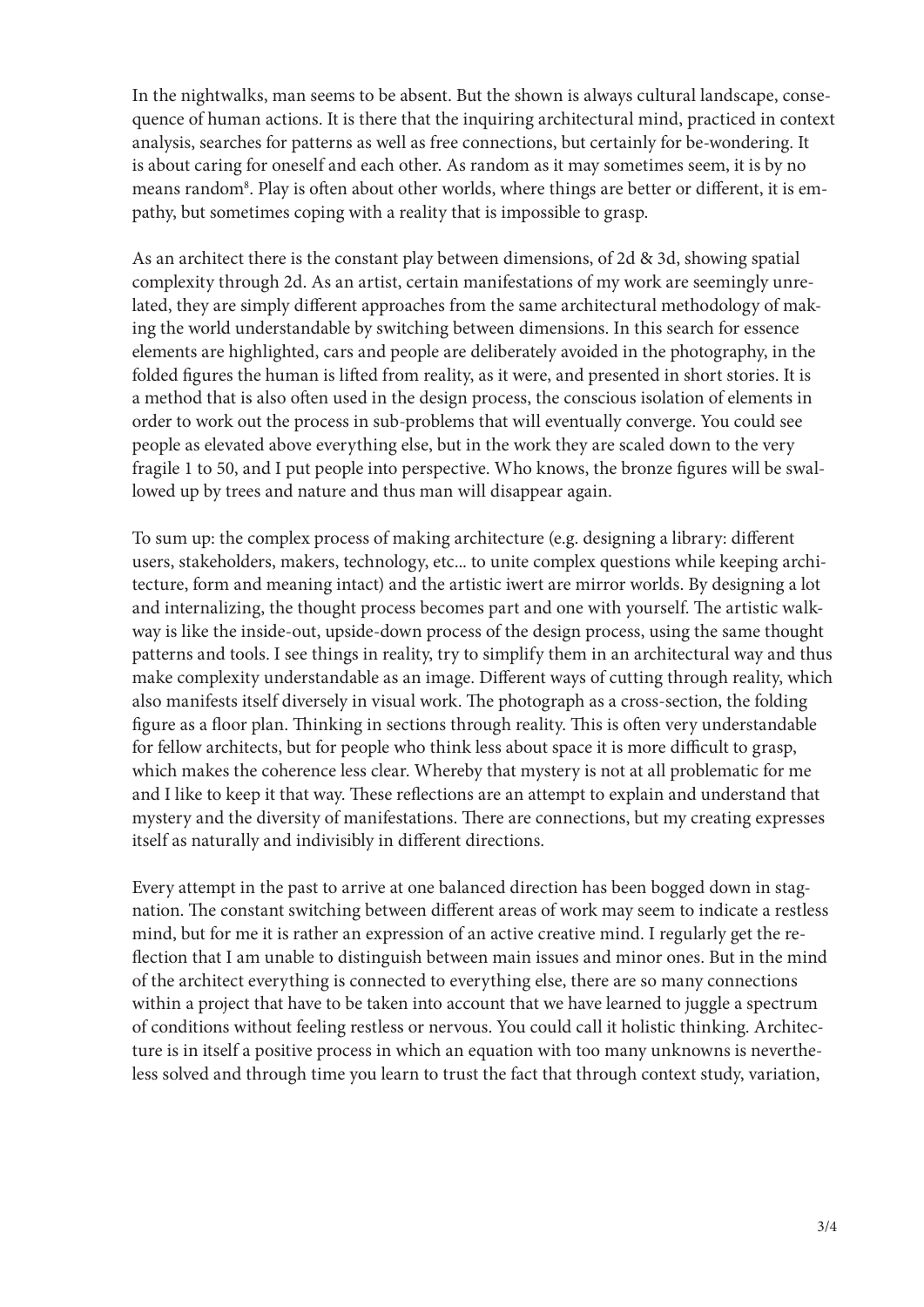In the nightwalks, man seems to be absent. But the shown is always cultural landscape, consequence of human actions. It is there that the inquiring architectural mind, practiced in context analysis, searches for patterns as well as free connections, but certainly for be-wondering. It is about caring for oneself and each other. As random as it may sometimes seem, it is by no means random[8]. Play is often about other worlds, where things are better or different, it is empathy, but sometimes coping with a reality that is impossible to grasp.

As an architect there is the constant play between dimensions, of 2d & 3d, showing spatial complexity through 2d. As an artist, certain manifestations of my work are seemingly unrelated, they are simply different approaches from the same architectural methodology of making the world understandable by switching between dimensions. In this search for essence elements are highlighted, cars and people are deliberately avoided in the photography, in the folded figures the human is lifted from reality, as it were, and presented in short stories. It is a method that is also often used in the design process, the conscious isolation of elements in order to work out the process in sub-problems that will eventually converge. You could see people as elevated above everything else, but in the work they are scaled down to the very fragile 1 to 50, and I put people into perspective. Who knows, the bronze figures will be swallowed up by trees and nature and thus man will disappear again.

To sum up: the complex process of making architecture (e.g. designing a library: different users, stakeholders, makers, technology, etc... to unite complex questions while keeping architecture, form and meaning intact) and the artistic iwert are mirror worlds. By designing a lot and internalizing, the thought process becomes part and one with yourself. The artistic walkway is like the inside-out, upside-down process of the design process, using the same thought patterns and tools. I see things in reality, try to simplify them in an architectural way and thus make complexity understandable as an image. Different ways of cutting through reality, which also manifests itself diversely in visual work. The photograph as a cross-section, the folding figure as a floor plan. Thinking in sections through reality. This is often very understandable for fellow architects, but for people who think less about space it is more difficult to grasp, which makes the coherence less clear. Whereby that mystery is not at all problematic for me and I like to keep it that way. These reflections are an attempt to explain and understand that mystery and the diversity of manifestations. There are connections, but my creating expresses itself as naturally and indivisibly in different directions.

Every attempt in the past to arrive at one balanced direction has been bogged down in stagnation. The constant switching between different areas of work may seem to indicate a restless mind, but for me it is rather an expression of an active creative mind. I regularly get the reflection that I am unable to distinguish between main issues and minor ones. But in the mind of the architect everything is connected to everything else, there are so many connections within a project that have to be taken into account that we have learned to juggle a spectrum of conditions without feeling restless or nervous. You could call it holistic thinking. Architecture is in itself a positive process in which an equation with too many unknowns is nevertheless solved and through time you learn to trust the fact that through context study, variation,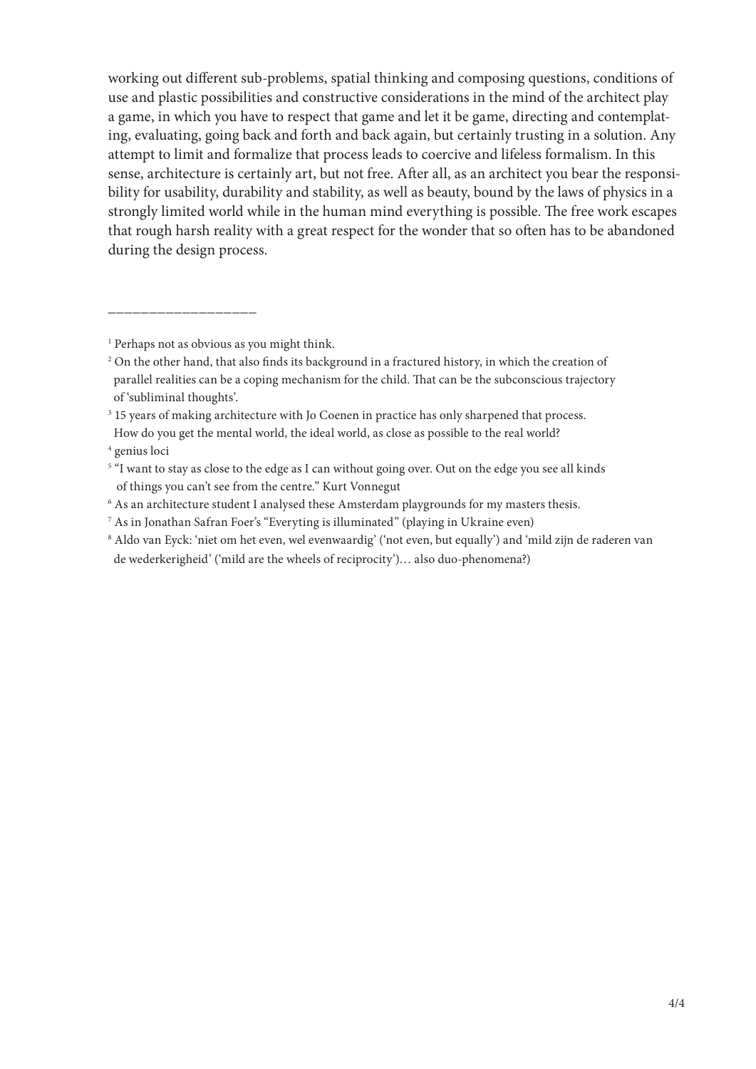working out different sub-problems, spatial thinking and composing questions, conditions of use and plastic possibilities and constructive considerations in the mind of the architect play a game, in which you have to respect that game and let it be game, directing and contemplating, evaluating, going back and forth and back again, but certainly trusting in a solution. Any attempt to limit and formalize that process leads to coercive and lifeless formalism. In this sense, architecture is certainly art, but not free. After all, as an architect you bear the responsibility for usability, durability and stability, as well as beauty, bound by the laws of physics in a strongly limited world while in the human mind everything is possible. The free work escapes that rough harsh reality with a great respect for the wonder that so often has to be abandoned during the design process.

---

[1] Perhaps not as obvious as you might think.

[2] On the other hand, that also finds its background in a fractured history, in which the creation of parallel realities can be a coping mechanism for the child. That can be the subconscious trajectory of 'subliminal thoughts'.

[3] 15 years of making architecture with Jo Coenen in practice has only sharpened that process. How do you get the mental world, the ideal world, as close as possible to the real world?

[4] genius loci

[5] "I want to stay as close to the edge as I can without going over. Out on the edge you see all kinds of things you can't see from the centre." Kurt Vonnegut

[6] As an architecture student I analysed these Amsterdam playgrounds for my masters thesis.

[7] As in Jonathan Safran Foer's "Everyting is illuminated" (playing in Ukraine even)

[8] Aldo van Eyck: 'niet om het even, wel evenwaardig' ('not even, but equally') and 'mild zijn de raderen van de wederkerigheid' ('mild are the wheels of reciprocity')… also duo-phenomena?)